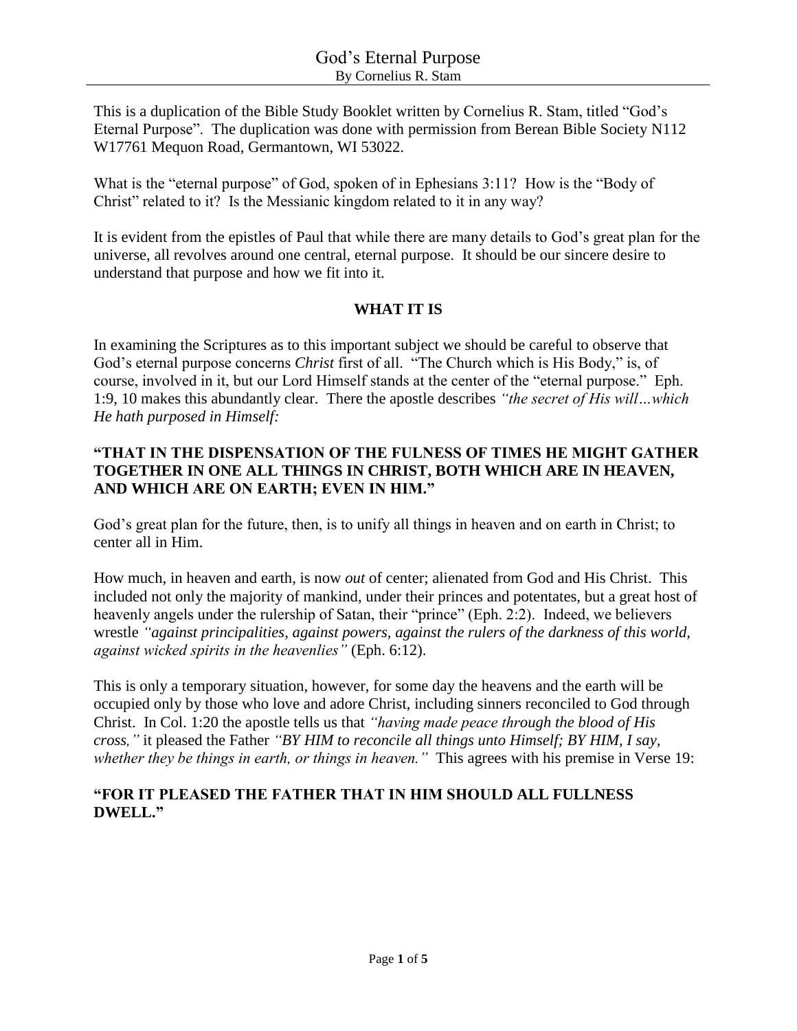# God's Eternal Purpose

By Cornelius R. Stam

This is a duplication of the Bible Study Booklet written by Cornelius R. Stam, titled "God's Eternal Purpose". The duplication was done with permission from Berean Bible Society N112 W17761 Mequon Road, Germantown, WI 53022.

What is the "eternal purpose" of God, spoken of in Ephesians 3:11? How is the "Body of Christ" related to it? Is the Messianic kingdom related to it in any way?

It is evident from the epistles of Paul that while there are many details to God's great plan for the universe, all revolves around one central, eternal purpose. It should be our sincere desire to understand that purpose and how we fit into it.

## WHAT IT IS

In examining the Scriptures as to this important subject we should be careful to observe that God's eternal purpose concerns *Christ* first of all. "The Church which is His Body," is, of course, involved in it, but our Lord Himself stands at the center of the "eternal purpose." Eph. 1:9, 10 makes this abundantly clear. There the apostle describes *"the secret of His will…which He hath purposed in Himself:*

**"THAT IN THE DISPENSATION OF THE FULNESS OF TIMES HE MIGHT GATHER TOGETHER IN ONE ALL THINGS IN CHRIST, BOTH WHICH ARE IN HEAVEN, AND WHICH ARE ON EARTH; EVEN IN HIM."**

God's great plan for the future, then, is to unify all things in heaven and on earth in Christ; to center all in Him.

How much, in heaven and earth, is now *out* of center; alienated from God and His Christ. This included not only the majority of mankind, under their princes and potentates, but a great host of heavenly angels under the rulership of Satan, their "prince" (Eph. 2:2). Indeed, we believers wrestle *"against principalities, against powers, against the rulers of the darkness of this world, against wicked spirits in the heavenlies"* (Eph. 6:12).

This is only a temporary situation, however, for some day the heavens and the earth will be occupied only by those who love and adore Christ, including sinners reconciled to God through Christ. In Col. 1:20 the apostle tells us that *"having made peace through the blood of His cross,"* it pleased the Father *"BY HIM to reconcile all things unto Himself; BY HIM, I say, whether they be things in earth, or things in heaven."* This agrees with his premise in Verse 19:

**"FOR IT PLEASED THE FATHER THAT IN HIM SHOULD ALL FULLNESS DWELL."**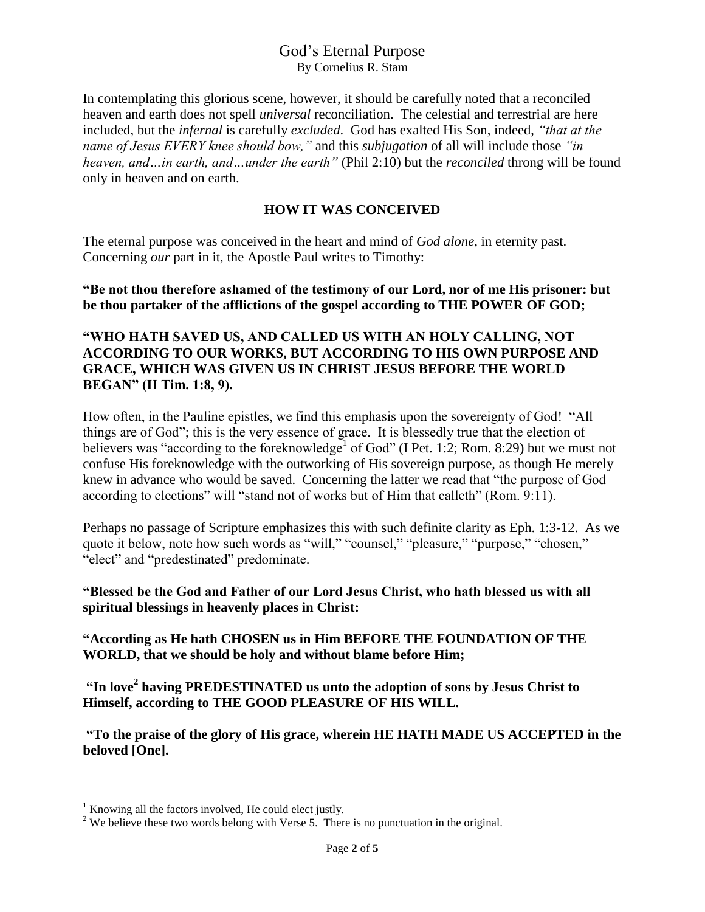In contemplating this glorious scene, however, it should be carefully noted that a reconciled heaven and earth does not spell *universal* reconciliation. The celestial and terrestrial are here included, but the *infernal* is carefully *excluded*. God has exalted His Son, indeed, *"that at the name of Jesus EVERY knee should bow,"* and this *subjugation* of all will include those *"in heaven, and…in earth, and…under the earth"* (Phil 2:10) but the *reconciled* throng will be found only in heaven and on earth.

## HOW IT WAS CONCEIVED

The eternal purpose was conceived in the heart and mind of *God alone*, in eternity past. Concerning *our* part in it, the Apostle Paul writes to Timothy:

**"Be not thou therefore ashamed of the testimony of our Lord, nor of me His prisoner: but be thou partaker of the afflictions of the gospel according to THE POWER OF GOD;**

**"WHO HATH SAVED US, AND CALLED US WITH AN HOLY CALLING, NOT ACCORDING TO OUR WORKS, BUT ACCORDING TO HIS OWN PURPOSE AND GRACE, WHICH WAS GIVEN US IN CHRIST JESUS BEFORE THE WORLD BEGAN" (II Tim. 1:8, 9).**

How often, in the Pauline epistles, we find this emphasis upon the sovereignty of God! "All things are of God"; this is the very essence of grace. It is blessedly true that the election of believers was "according to the foreknowledge[1] of God" (I Pet. 1:2; Rom. 8:29) but we must not confuse His foreknowledge with the outworking of His sovereign purpose, as though He merely knew in advance who would be saved. Concerning the latter we read that "the purpose of God according to elections" will "stand not of works but of Him that calleth" (Rom. 9:11).

Perhaps no passage of Scripture emphasizes this with such definite clarity as Eph. 1:3-12. As we quote it below, note how such words as "will," "counsel," "pleasure," "purpose," "chosen," "elect" and "predestinated" predominate.

**"Blessed be the God and Father of our Lord Jesus Christ, who hath blessed us with all spiritual blessings in heavenly places in Christ:**

**"According as He hath CHOSEN us in Him BEFORE THE FOUNDATION OF THE WORLD, that we should be holy and without blame before Him;**

**"In love[2] having PREDESTINATED us unto the adoption of sons by Jesus Christ to Himself, according to THE GOOD PLEASURE OF HIS WILL.**

**"To the praise of the glory of His grace, wherein HE HATH MADE US ACCEPTED in the beloved [One].**

---

[1] Knowing all the factors involved, He could elect justly.

[2] We believe these two words belong with Verse 5. There is no punctuation in the original.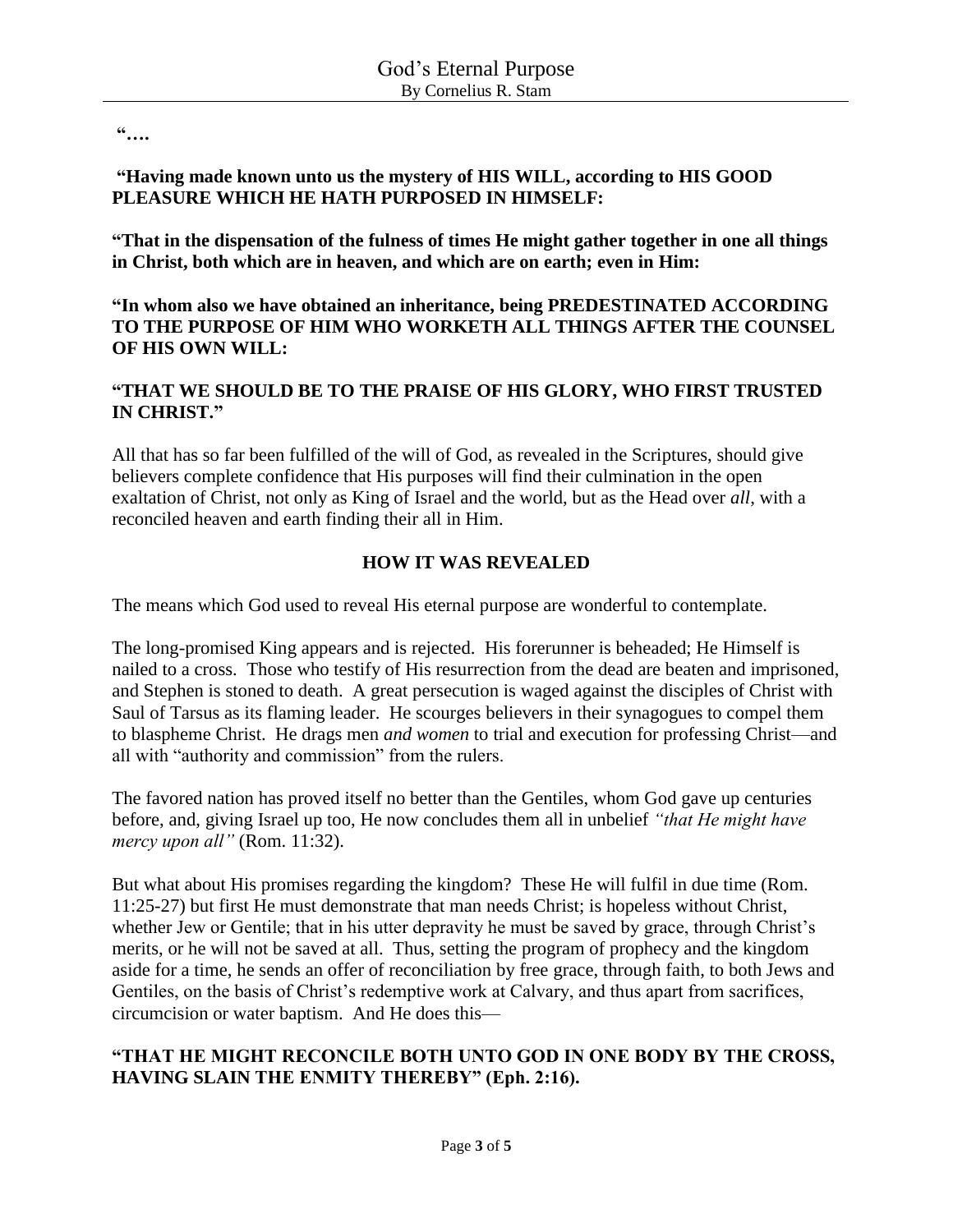**"….**

**"Having made known unto us the mystery of HIS WILL, according to HIS GOOD PLEASURE WHICH HE HATH PURPOSED IN HIMSELF:**

**"That in the dispensation of the fulness of times He might gather together in one all things in Christ, both which are in heaven, and which are on earth; even in Him:**

**"In whom also we have obtained an inheritance, being PREDESTINATED ACCORDING TO THE PURPOSE OF HIM WHO WORKETH ALL THINGS AFTER THE COUNSEL OF HIS OWN WILL:**

**"THAT WE SHOULD BE TO THE PRAISE OF HIS GLORY, WHO FIRST TRUSTED IN CHRIST."**

All that has so far been fulfilled of the will of God, as revealed in the Scriptures, should give believers complete confidence that His purposes will find their culmination in the open exaltation of Christ, not only as King of Israel and the world, but as the Head over *all*, with a reconciled heaven and earth finding their all in Him.

## HOW IT WAS REVEALED

The means which God used to reveal His eternal purpose are wonderful to contemplate.

The long-promised King appears and is rejected. His forerunner is beheaded; He Himself is nailed to a cross. Those who testify of His resurrection from the dead are beaten and imprisoned, and Stephen is stoned to death. A great persecution is waged against the disciples of Christ with Saul of Tarsus as its flaming leader. He scourges believers in their synagogues to compel them to blaspheme Christ. He drags men *and women* to trial and execution for professing Christ—and all with "authority and commission" from the rulers.

The favored nation has proved itself no better than the Gentiles, whom God gave up centuries before, and, giving Israel up too, He now concludes them all in unbelief *"that He might have mercy upon all"* (Rom. 11:32).

But what about His promises regarding the kingdom? These He will fulfil in due time (Rom. 11:25-27) but first He must demonstrate that man needs Christ; is hopeless without Christ, whether Jew or Gentile; that in his utter depravity he must be saved by grace, through Christ's merits, or he will not be saved at all. Thus, setting the program of prophecy and the kingdom aside for a time, he sends an offer of reconciliation by free grace, through faith, to both Jews and Gentiles, on the basis of Christ's redemptive work at Calvary, and thus apart from sacrifices, circumcision or water baptism. And He does this—

**"THAT HE MIGHT RECONCILE BOTH UNTO GOD IN ONE BODY BY THE CROSS, HAVING SLAIN THE ENMITY THEREBY" (Eph. 2:16).**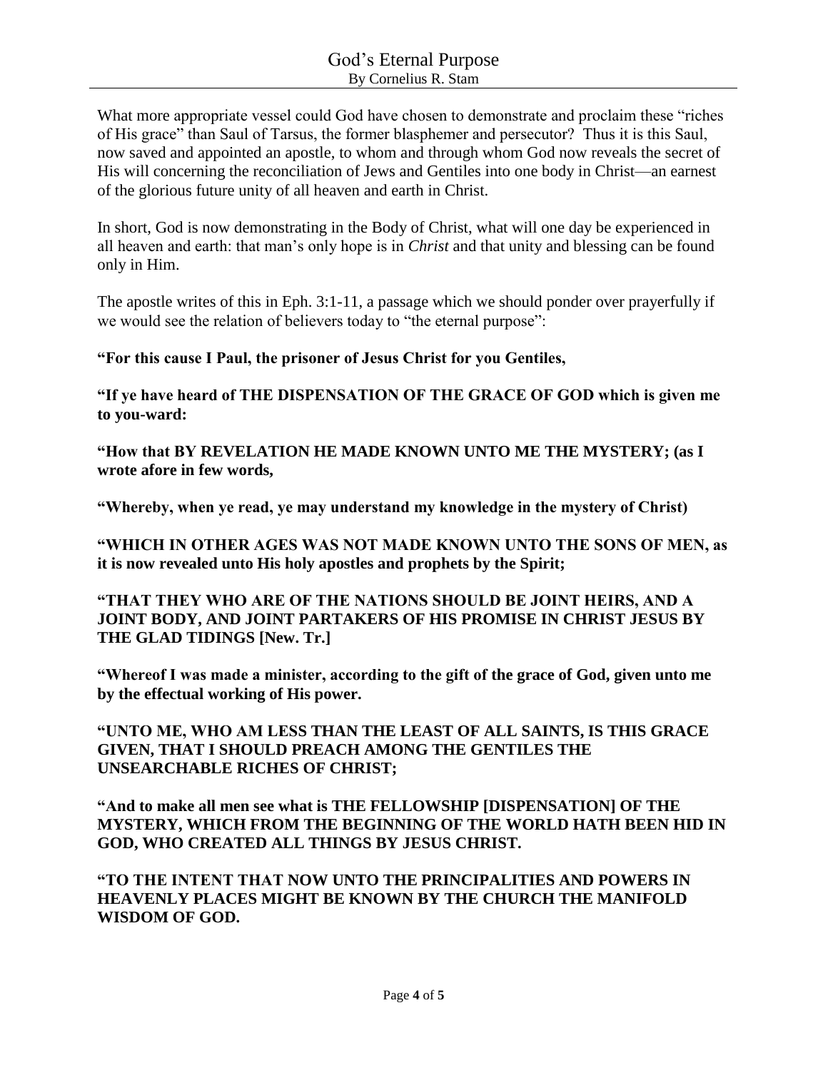What more appropriate vessel could God have chosen to demonstrate and proclaim these "riches of His grace" than Saul of Tarsus, the former blasphemer and persecutor? Thus it is this Saul, now saved and appointed an apostle, to whom and through whom God now reveals the secret of His will concerning the reconciliation of Jews and Gentiles into one body in Christ—an earnest of the glorious future unity of all heaven and earth in Christ.

In short, God is now demonstrating in the Body of Christ, what will one day be experienced in all heaven and earth: that man's only hope is in *Christ* and that unity and blessing can be found only in Him.

The apostle writes of this in Eph. 3:1-11, a passage which we should ponder over prayerfully if we would see the relation of believers today to "the eternal purpose":

**"For this cause I Paul, the prisoner of Jesus Christ for you Gentiles,**

**"If ye have heard of THE DISPENSATION OF THE GRACE OF GOD which is given me to you-ward:**

**"How that BY REVELATION HE MADE KNOWN UNTO ME THE MYSTERY; (as I wrote afore in few words,**

**"Whereby, when ye read, ye may understand my knowledge in the mystery of Christ)**

**"WHICH IN OTHER AGES WAS NOT MADE KNOWN UNTO THE SONS OF MEN, as it is now revealed unto His holy apostles and prophets by the Spirit;**

**"THAT THEY WHO ARE OF THE NATIONS SHOULD BE JOINT HEIRS, AND A JOINT BODY, AND JOINT PARTAKERS OF HIS PROMISE IN CHRIST JESUS BY THE GLAD TIDINGS [New. Tr.]**

**"Whereof I was made a minister, according to the gift of the grace of God, given unto me by the effectual working of His power.**

**"UNTO ME, WHO AM LESS THAN THE LEAST OF ALL SAINTS, IS THIS GRACE GIVEN, THAT I SHOULD PREACH AMONG THE GENTILES THE UNSEARCHABLE RICHES OF CHRIST;**

**"And to make all men see what is THE FELLOWSHIP [DISPENSATION] OF THE MYSTERY, WHICH FROM THE BEGINNING OF THE WORLD HATH BEEN HID IN GOD, WHO CREATED ALL THINGS BY JESUS CHRIST.**

**"TO THE INTENT THAT NOW UNTO THE PRINCIPALITIES AND POWERS IN HEAVENLY PLACES MIGHT BE KNOWN BY THE CHURCH THE MANIFOLD WISDOM OF GOD.**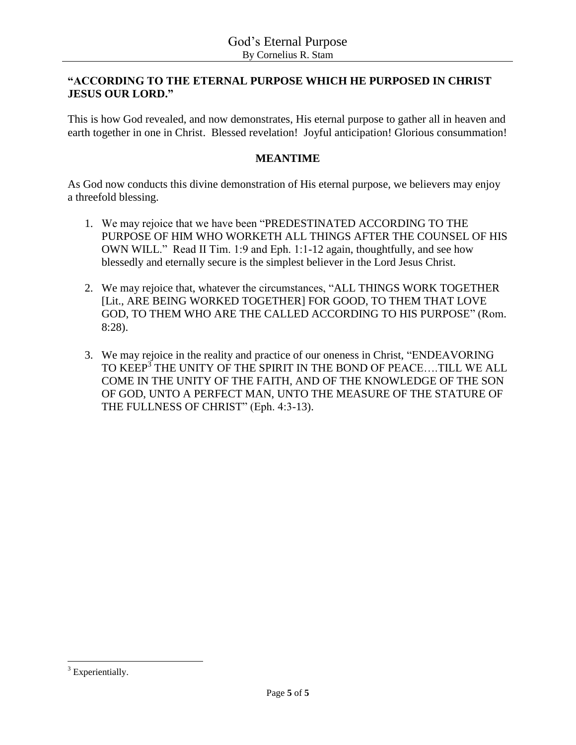**"ACCORDING TO THE ETERNAL PURPOSE WHICH HE PURPOSED IN CHRIST JESUS OUR LORD."**

This is how God revealed, and now demonstrates, His eternal purpose to gather all in heaven and earth together in one in Christ. Blessed revelation! Joyful anticipation! Glorious consummation!

## MEANTIME

As God now conducts this divine demonstration of His eternal purpose, we believers may enjoy a threefold blessing.

1. We may rejoice that we have been "PREDESTINATED ACCORDING TO THE PURPOSE OF HIM WHO WORKETH ALL THINGS AFTER THE COUNSEL OF HIS OWN WILL." Read II Tim. 1:9 and Eph. 1:1-12 again, thoughtfully, and see how blessedly and eternally secure is the simplest believer in the Lord Jesus Christ.

2. We may rejoice that, whatever the circumstances, "ALL THINGS WORK TOGETHER [Lit., ARE BEING WORKED TOGETHER] FOR GOOD, TO THEM THAT LOVE GOD, TO THEM WHO ARE THE CALLED ACCORDING TO HIS PURPOSE" (Rom. 8:28).

3. We may rejoice in the reality and practice of our oneness in Christ, "ENDEAVORING TO KEEP[3] THE UNITY OF THE SPIRIT IN THE BOND OF PEACE….TILL WE ALL COME IN THE UNITY OF THE FAITH, AND OF THE KNOWLEDGE OF THE SON OF GOD, UNTO A PERFECT MAN, UNTO THE MEASURE OF THE STATURE OF THE FULLNESS OF CHRIST" (Eph. 4:3-13).

---

[3] Experientially.